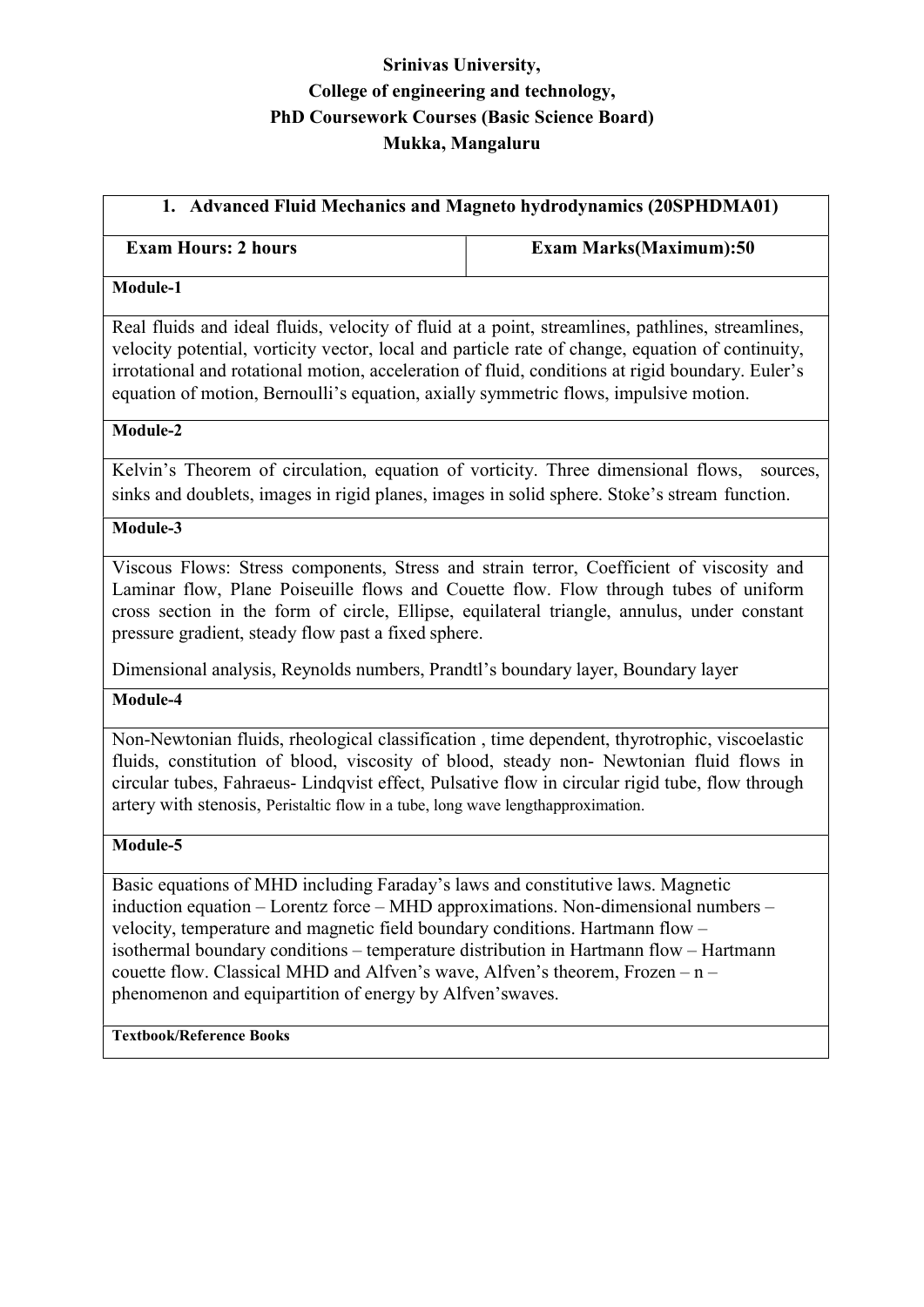**Srinivas University,**
**College of engineering and technology,**
**PhD Coursework Courses (Basic Science Board)**
**Mukka, Mangaluru**

| 1. Advanced Fluid Mechanics and Magneto hydrodynamics (20SPHDMA01) | |
|---|---|
| **Exam Hours: 2 hours** | **Exam Marks(Maximum):50** |
| **Module-1** | |
| Real fluids and ideal fluids, velocity of fluid at a point, streamlines, pathlines, streamlines, velocity potential, vorticity vector, local and particle rate of change, equation of continuity, irrotational and rotational motion, acceleration of fluid, conditions at rigid boundary. Euler's equation of motion, Bernoulli's equation, axially symmetric flows, impulsive motion. | |
| **Module-2** | |
| Kelvin's Theorem of circulation, equation of vorticity. Three dimensional flows, sources, sinks and doublets, images in rigid planes, images in solid sphere. Stoke's stream function. | |
| **Module-3** | |
| Viscous Flows: Stress components, Stress and strain terror, Coefficient of viscosity and Laminar flow, Plane Poiseuille flows and Couette flow. Flow through tubes of uniform cross section in the form of circle, Ellipse, equilateral triangle, annulus, under constant pressure gradient, steady flow past a fixed sphere. Dimensional analysis, Reynolds numbers, Prandtl's boundary layer, Boundary layer | |
| **Module-4** | |
| Non-Newtonian fluids, rheological classification , time dependent, thyrotrophic, viscoelastic fluids, constitution of blood, viscosity of blood, steady non- Newtonian fluid flows in circular tubes, Fahraeus- Lindqvist effect, Pulsative flow in circular rigid tube, flow through artery with stenosis, Peristaltic flow in a tube, long wave lengthapproximation. | |
| **Module-5** | |
| Basic equations of MHD including Faraday's laws and constitutive laws. Magnetic induction equation – Lorentz force – MHD approximations. Non-dimensional numbers – velocity, temperature and magnetic field boundary conditions. Hartmann flow – isothermal boundary conditions – temperature distribution in Hartmann flow – Hartmann couette flow. Classical MHD and Alfven's wave, Alfven's theorem, Frozen – n – phenomenon and equipartition of energy by Alfven'swaves. | |
| **Textbook/Reference Books** | |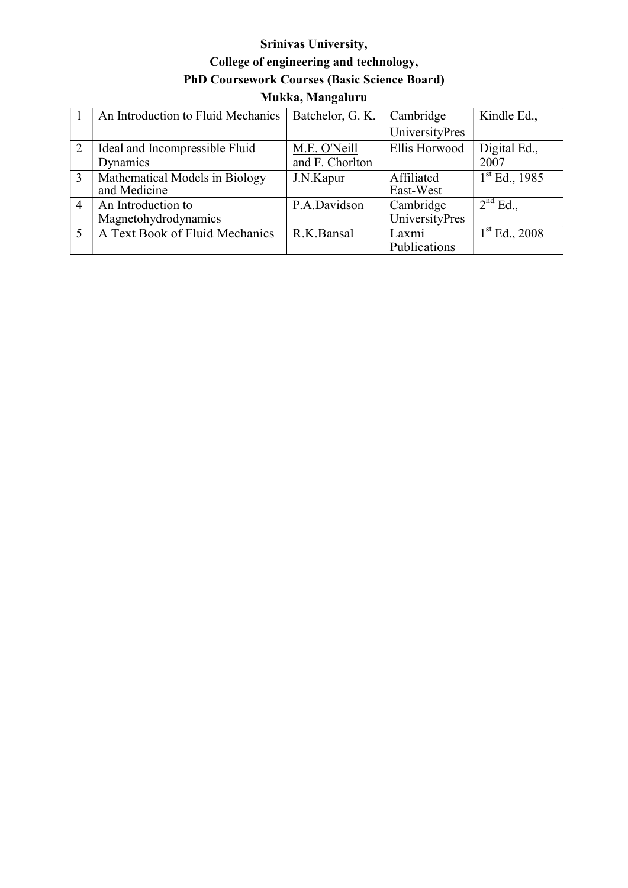**Srinivas University,**

**College of engineering and technology,**

**PhD Coursework Courses (Basic Science Board)**

**Mukka, Mangaluru**

| | | | | |
|---|---|---|---|---|
| 1 | An Introduction to Fluid Mechanics | Batchelor, G. K. | Cambridge UniversityPres | Kindle Ed., |
| 2 | Ideal and Incompressible Fluid Dynamics | M.E. O'Neill and F. Chorlton | Ellis Horwood | Digital Ed., 2007 |
| 3 | Mathematical Models in Biology and Medicine | J.N.Kapur | Affiliated East-West | 1st Ed., 1985 |
| 4 | An Introduction to Magnetohydrodynamics | P.A.Davidson | Cambridge UniversityPres | 2nd Ed., |
| 5 | A Text Book of Fluid Mechanics | R.K.Bansal | Laxmi Publications | 1st Ed., 2008 |
| | | | | |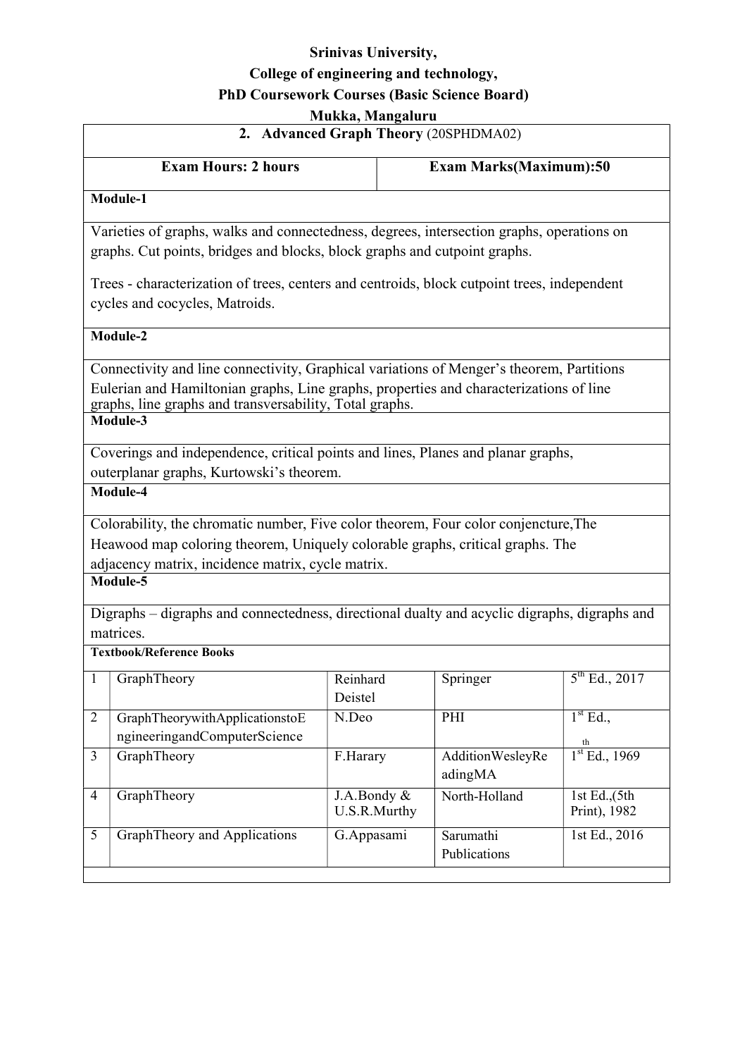**Srinivas University,**

**College of engineering and technology,**

**PhD Coursework Courses (Basic Science Board)**

**Mukka, Mangaluru**

## 2. Advanced Graph Theory (20SPHDMA02)

| **Exam Hours: 2 hours** | **Exam Marks(Maximum):50** |
|---|---|

**Module-1**

Varieties of graphs, walks and connectedness, degrees, intersection graphs, operations on graphs. Cut points, bridges and blocks, block graphs and cutpoint graphs.

Trees - characterization of trees, centers and centroids, block cutpoint trees, independent cycles and cocycles, Matroids.

**Module-2**

Connectivity and line connectivity, Graphical variations of Menger's theorem, Partitions Eulerian and Hamiltonian graphs, Line graphs, properties and characterizations of line graphs, line graphs and transversability, Total graphs.

**Module-3**

Coverings and independence, critical points and lines, Planes and planar graphs, outerplanar graphs, Kurtowski's theorem.

**Module-4**

Colorability, the chromatic number, Five color theorem, Four color conjencture,The Heawood map coloring theorem, Uniquely colorable graphs, critical graphs. The adjacency matrix, incidence matrix, cycle matrix.

**Module-5**

Digraphs – digraphs and connectedness, directional dualty and acyclic digraphs, digraphs and matrices.

**Textbook/Reference Books**

| | | | | |
|---|---|---|---|---|
| 1 | GraphTheory | Reinhard Deistel | Springer | 5th Ed., 2017 |
| 2 | GraphTheorywithApplicationstoEngineeringandComputerScience | N.Deo | PHI | 1st Ed., th |
| 3 | GraphTheory | F.Harary | AdditionWesleyReadingMA | 1st Ed., 1969 |
| 4 | GraphTheory | J.A.Bondy & U.S.R.Murthy | North-Holland | 1st Ed.,(5th Print), 1982 |
| 5 | GraphTheory and Applications | G.Appasami | Sarumathi Publications | 1st Ed., 2016 |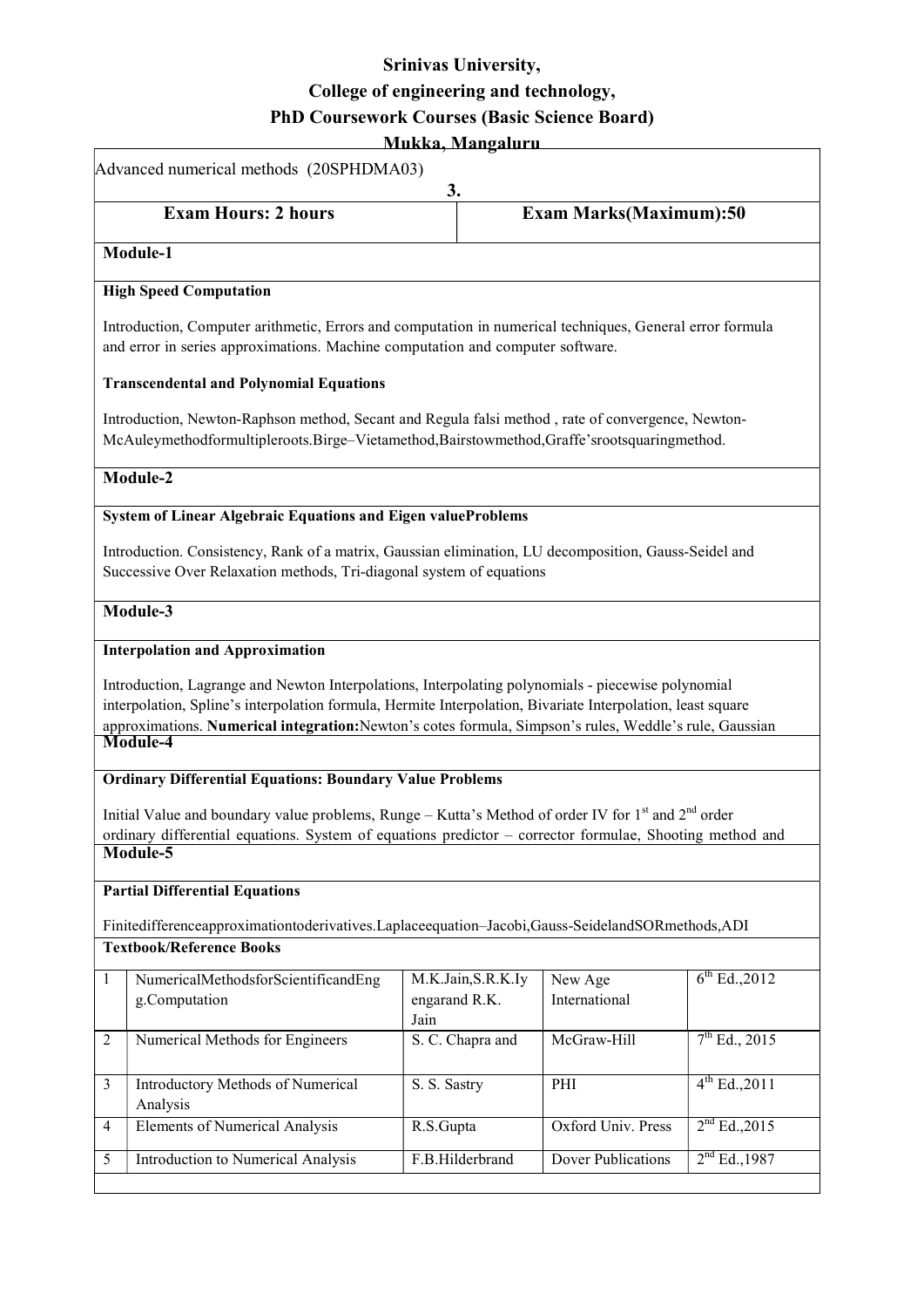# Srinivas University,

## College of engineering and technology,

## PhD Coursework Courses (Basic Science Board)

## Mukka, Mangaluru

Advanced numerical methods (20SPHDMA03)

**3.**

| **Exam Hours: 2 hours** | **Exam Marks(Maximum):50** |
|---|---|

### Module-1

**High Speed Computation**

Introduction, Computer arithmetic, Errors and computation in numerical techniques, General error formula and error in series approximations. Machine computation and computer software.

**Transcendental and Polynomial Equations**

Introduction, Newton-Raphson method, Secant and Regula falsi method , rate of convergence, Newton-McAuleymethodformultipleroots.Birge–Vietamethod,Bairstowmethod,Graffe'srootsquaringmethod.

### Module-2

**System of Linear Algebraic Equations and Eigen valueProblems**

Introduction. Consistency, Rank of a matrix, Gaussian elimination, LU decomposition, Gauss-Seidel and Successive Over Relaxation methods, Tri-diagonal system of equations

### Module-3

**Interpolation and Approximation**

Introduction, Lagrange and Newton Interpolations, Interpolating polynomials - piecewise polynomial interpolation, Spline's interpolation formula, Hermite Interpolation, Bivariate Interpolation, least square approximations. **Numerical integration:**Newton's cotes formula, Simpson's rules, Weddle's rule, Gaussian

### Module-4

**Ordinary Differential Equations: Boundary Value Problems**

Initial Value and boundary value problems, Runge – Kutta's Method of order IV for 1st and 2nd order ordinary differential equations. System of equations predictor – corrector formulae, Shooting method and

### Module-5

**Partial Differential Equations**

Finitedifferenceapproximationtoderivatives.Laplaceequation–Jacobi,Gauss-SeidelandSORmethods,ADI

**Textbook/Reference Books**

| | | | | |
|---|---|---|---|---|
| 1 | NumericalMethodsforScientificandEng g.Computation | M.K.Jain,S.R.K.Iy engarand R.K. Jain | New Age International | 6th Ed.,2012 |
| 2 | Numerical Methods for Engineers | S. C. Chapra and | McGraw-Hill | 7th Ed., 2015 |
| 3 | Introductory Methods of Numerical Analysis | S. S. Sastry | PHI | 4th Ed.,2011 |
| 4 | Elements of Numerical Analysis | R.S.Gupta | Oxford Univ. Press | 2nd Ed.,2015 |
| 5 | Introduction to Numerical Analysis | F.B.Hilderbrand | Dover Publications | 2nd Ed.,1987 |